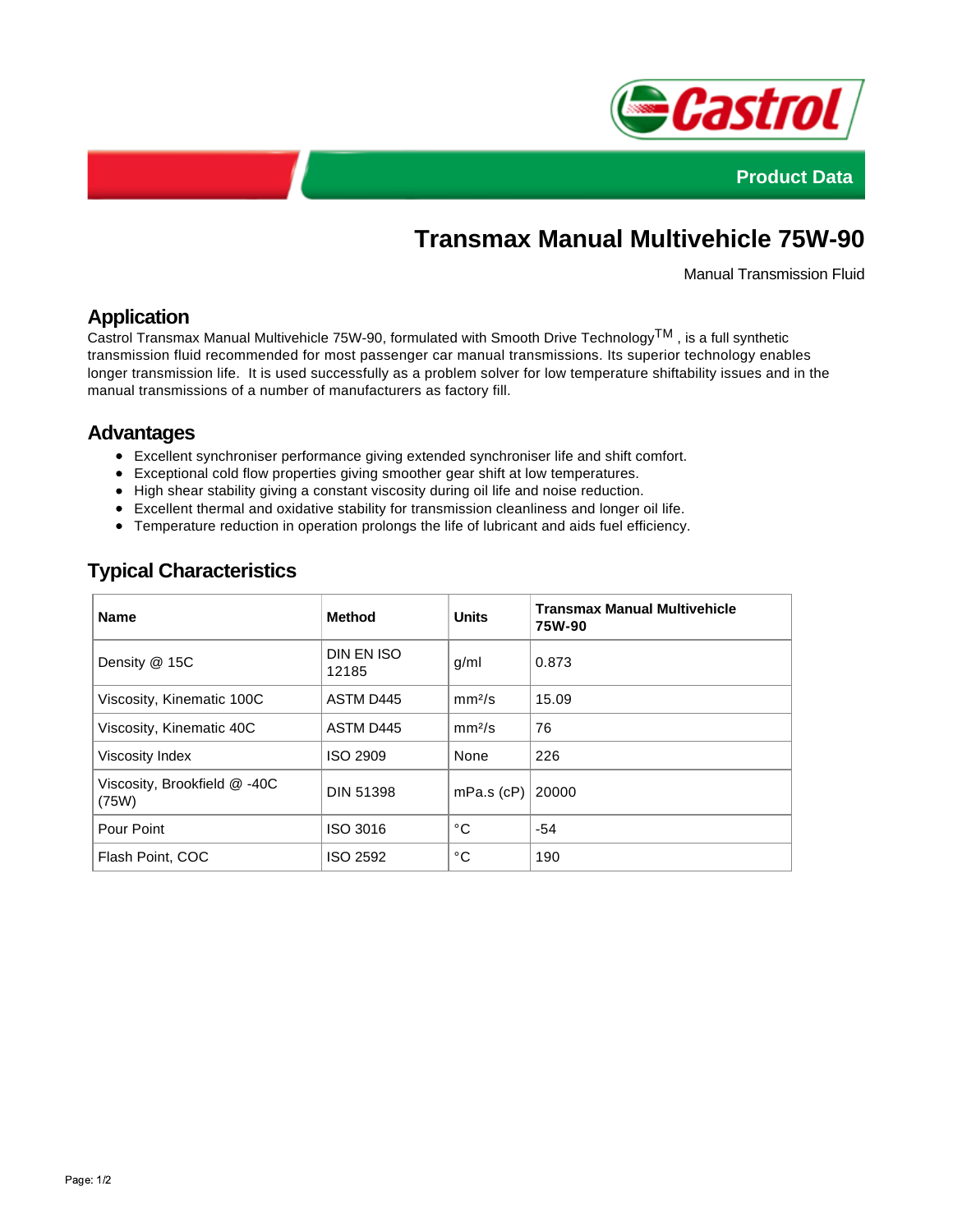Castrol

Product Data

# Transmax Manual Multivehicle 75W-90

Manual Transmission Fluid

## Application

Castrol Transmax Manual Multivehicle 75W-90, formulated with Smooth Drive Technology$^{TM}$ , is a full synthetic transmission fluid recommended for most passenger car manual transmissions. Its superior technology enables longer transmission life. It is used successfully as a problem solver for low temperature shiftability issues and in the manual transmissions of a number of manufacturers as factory fill.

## Advantages

- Excellent synchroniser performance giving extended synchroniser life and shift comfort.
- Exceptional cold flow properties giving smoother gear shift at low temperatures.
- High shear stability giving a constant viscosity during oil life and noise reduction.
- Excellent thermal and oxidative stability for transmission cleanliness and longer oil life.
- Temperature reduction in operation prolongs the life of lubricant and aids fuel efficiency.

## Typical Characteristics

| Name | Method | Units | Transmax Manual Multivehicle 75W-90 |
| --- | --- | --- | --- |
| Density @ 15C | DIN EN ISO 12185 | g/ml | 0.873 |
| Viscosity, Kinematic 100C | ASTM D445 | mm²/s | 15.09 |
| Viscosity, Kinematic 40C | ASTM D445 | mm²/s | 76 |
| Viscosity Index | ISO 2909 | None | 226 |
| Viscosity, Brookfield @ -40C (75W) | DIN 51398 | mPa.s (cP) | 20000 |
| Pour Point | ISO 3016 | °C | -54 |
| Flash Point, COC | ISO 2592 | °C | 190 |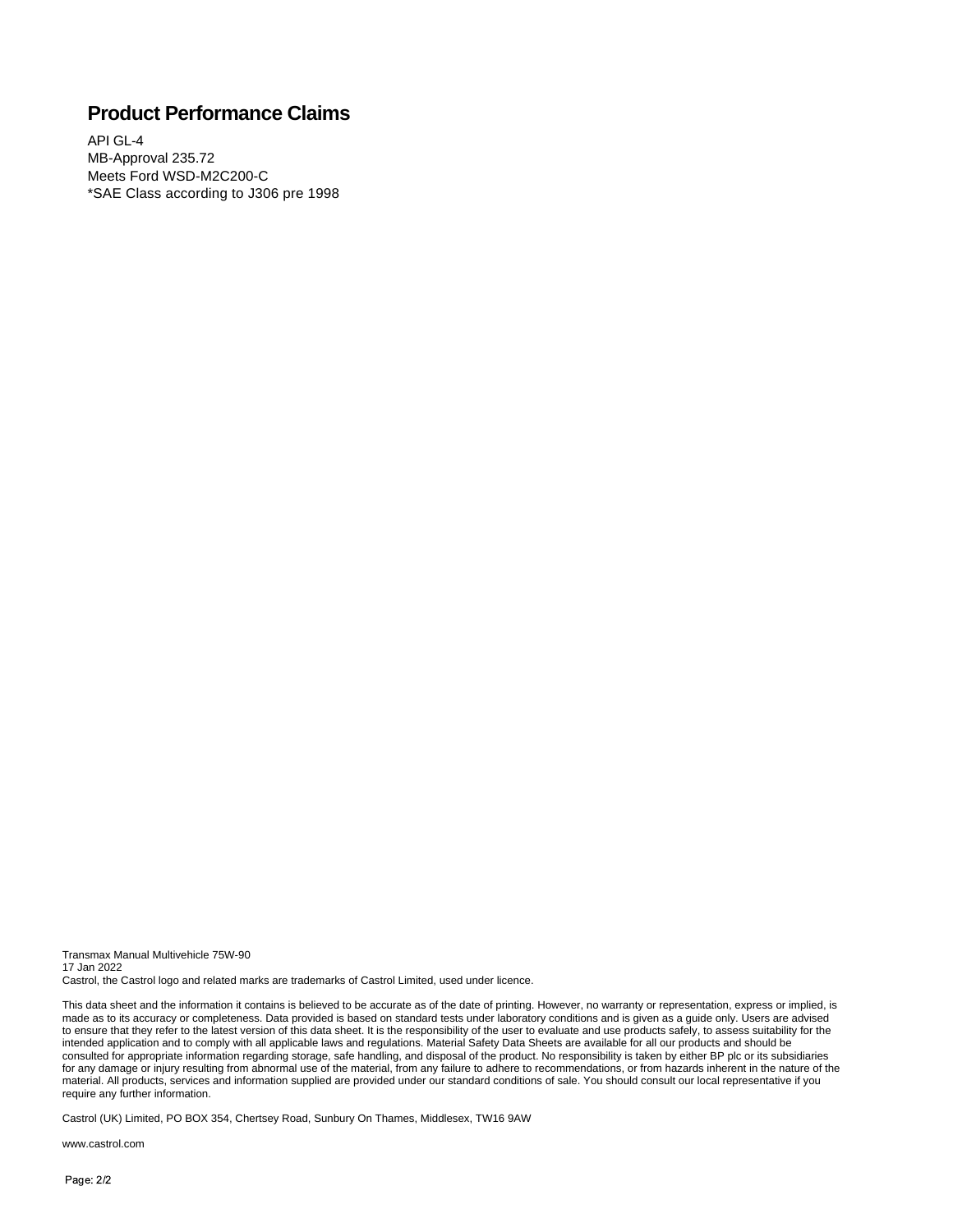## Product Performance Claims

API GL-4
MB-Approval 235.72
Meets Ford WSD-M2C200-C
*SAE Class according to J306 pre 1998

Transmax Manual Multivehicle 75W-90
17 Jan 2022
Castrol, the Castrol logo and related marks are trademarks of Castrol Limited, used under licence.

This data sheet and the information it contains is believed to be accurate as of the date of printing. However, no warranty or representation, express or implied, is made as to its accuracy or completeness. Data provided is based on standard tests under laboratory conditions and is given as a guide only. Users are advised to ensure that they refer to the latest version of this data sheet. It is the responsibility of the user to evaluate and use products safely, to assess suitability for the intended application and to comply with all applicable laws and regulations. Material Safety Data Sheets are available for all our products and should be consulted for appropriate information regarding storage, safe handling, and disposal of the product. No responsibility is taken by either BP plc or its subsidiaries for any damage or injury resulting from abnormal use of the material, from any failure to adhere to recommendations, or from hazards inherent in the nature of the material. All products, services and information supplied are provided under our standard conditions of sale. You should consult our local representative if you require any further information.

Castrol (UK) Limited, PO BOX 354, Chertsey Road, Sunbury On Thames, Middlesex, TW16 9AW

www.castrol.com